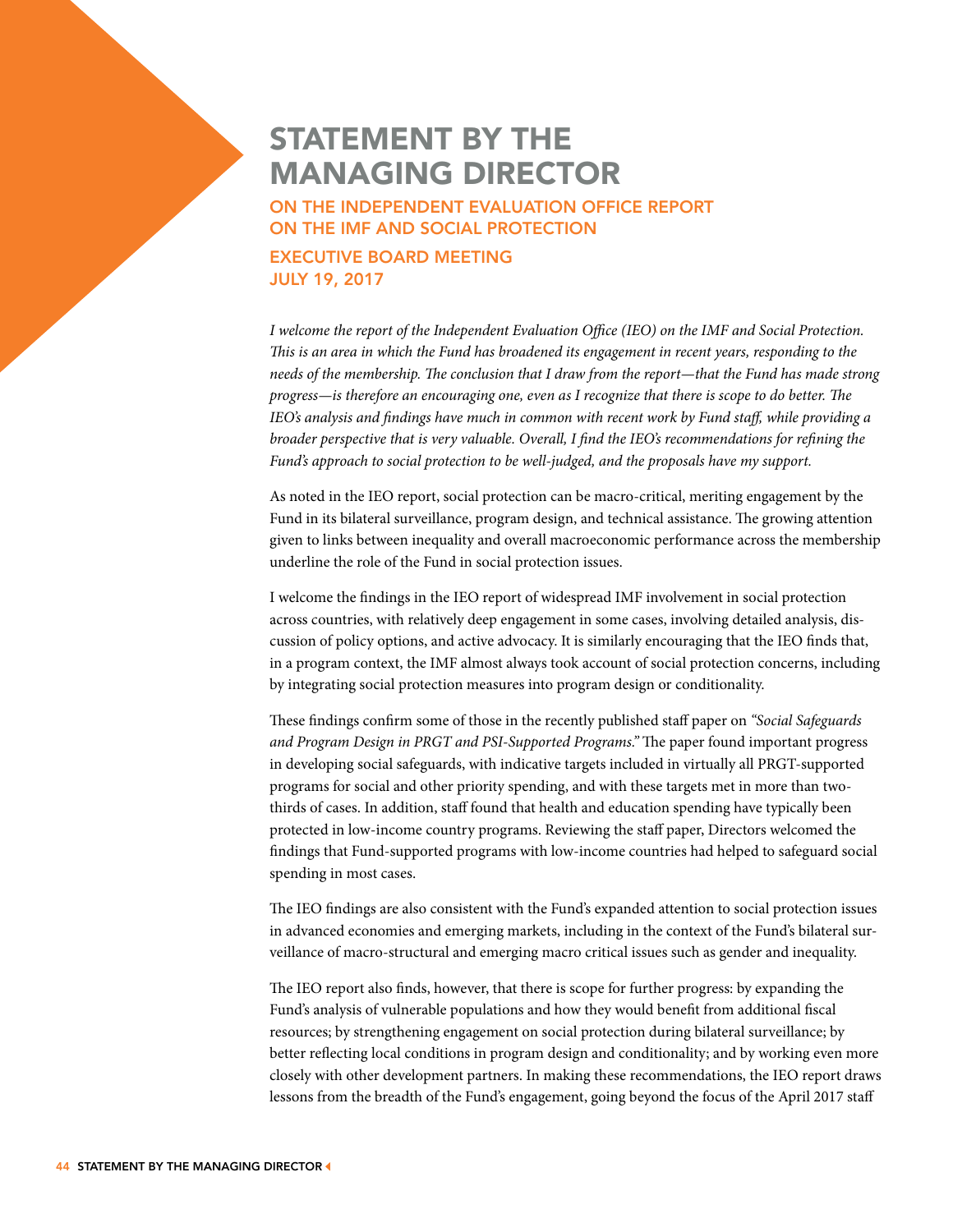# STATEMENT BY THE MANAGING DIRECTOR

## ON THE INDEPENDENT EVALUATION OFFICE REPORT ON THE IMF AND SOCIAL PROTECTION

## EXECUTIVE BOARD MEETING JULY 19, 2017

*I welcome the report of the Independent Evaluation Office (IEO) on the IMF and Social Protection. This is an area in which the Fund has broadened its engagement in recent years, responding to the needs of the membership. The conclusion that I draw from the report—that the Fund has made strong progress—is therefore an encouraging one, even as I recognize that there is scope to do better. The IEO's analysis and findings have much in common with recent work by Fund staff, while providing a broader perspective that is very valuable. Overall, I find the IEO's recommendations for refining the Fund's approach to social protection to be well-judged, and the proposals have my support.*

As noted in the IEO report, social protection can be macro-critical, meriting engagement by the Fund in its bilateral surveillance, program design, and technical assistance. The growing attention given to links between inequality and overall macroeconomic performance across the membership underline the role of the Fund in social protection issues.

I welcome the findings in the IEO report of widespread IMF involvement in social protection across countries, with relatively deep engagement in some cases, involving detailed analysis, discussion of policy options, and active advocacy. It is similarly encouraging that the IEO finds that, in a program context, the IMF almost always took account of social protection concerns, including by integrating social protection measures into program design or conditionality.

These findings confirm some of those in the recently published staff paper on *"Social Safeguards and Program Design in PRGT and PSI-Supported Programs."* The paper found important progress in developing social safeguards, with indicative targets included in virtually all PRGT-supported programs for social and other priority spending, and with these targets met in more than two-thirds of cases. In addition, staff found that health and education spending have typically been protected in low-income country programs. Reviewing the staff paper, Directors welcomed the findings that Fund-supported programs with low-income countries had helped to safeguard social spending in most cases.

The IEO findings are also consistent with the Fund's expanded attention to social protection issues in advanced economies and emerging markets, including in the context of the Fund's bilateral surveillance of macro-structural and emerging macro critical issues such as gender and inequality.

The IEO report also finds, however, that there is scope for further progress: by expanding the Fund's analysis of vulnerable populations and how they would benefit from additional fiscal resources; by strengthening engagement on social protection during bilateral surveillance; by better reflecting local conditions in program design and conditionality; and by working even more closely with other development partners. In making these recommendations, the IEO report draws lessons from the breadth of the Fund's engagement, going beyond the focus of the April 2017 staff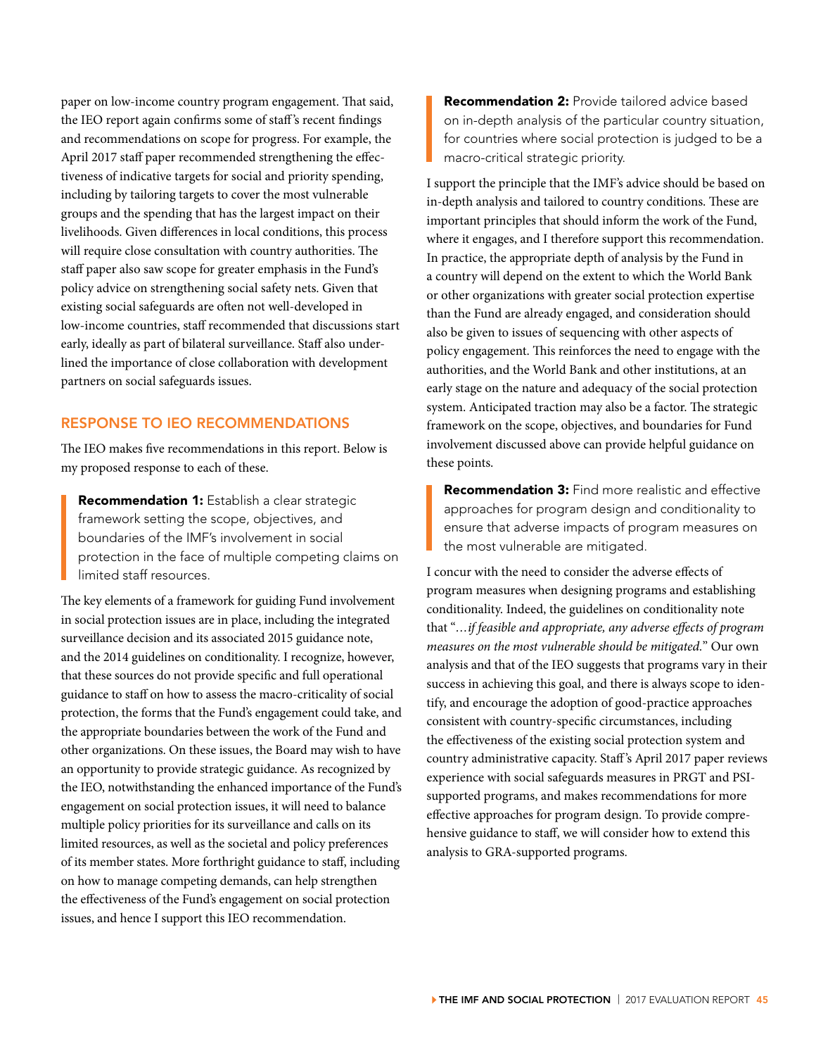paper on low-income country program engagement. That said, the IEO report again confirms some of staff's recent findings and recommendations on scope for progress. For example, the April 2017 staff paper recommended strengthening the effectiveness of indicative targets for social and priority spending, including by tailoring targets to cover the most vulnerable groups and the spending that has the largest impact on their livelihoods. Given differences in local conditions, this process will require close consultation with country authorities. The staff paper also saw scope for greater emphasis in the Fund's policy advice on strengthening social safety nets. Given that existing social safeguards are often not well-developed in low-income countries, staff recommended that discussions start early, ideally as part of bilateral surveillance. Staff also underlined the importance of close collaboration with development partners on social safeguards issues.

## RESPONSE TO IEO RECOMMENDATIONS

The IEO makes five recommendations in this report. Below is my proposed response to each of these.

> **Recommendation 1:** Establish a clear strategic framework setting the scope, objectives, and boundaries of the IMF's involvement in social protection in the face of multiple competing claims on limited staff resources.

The key elements of a framework for guiding Fund involvement in social protection issues are in place, including the integrated surveillance decision and its associated 2015 guidance note, and the 2014 guidelines on conditionality. I recognize, however, that these sources do not provide specific and full operational guidance to staff on how to assess the macro-criticality of social protection, the forms that the Fund's engagement could take, and the appropriate boundaries between the work of the Fund and other organizations. On these issues, the Board may wish to have an opportunity to provide strategic guidance. As recognized by the IEO, notwithstanding the enhanced importance of the Fund's engagement on social protection issues, it will need to balance multiple policy priorities for its surveillance and calls on its limited resources, as well as the societal and policy preferences of its member states. More forthright guidance to staff, including on how to manage competing demands, can help strengthen the effectiveness of the Fund's engagement on social protection issues, and hence I support this IEO recommendation.

> **Recommendation 2:** Provide tailored advice based on in-depth analysis of the particular country situation, for countries where social protection is judged to be a macro-critical strategic priority.

I support the principle that the IMF's advice should be based on in-depth analysis and tailored to country conditions. These are important principles that should inform the work of the Fund, where it engages, and I therefore support this recommendation. In practice, the appropriate depth of analysis by the Fund in a country will depend on the extent to which the World Bank or other organizations with greater social protection expertise than the Fund are already engaged, and consideration should also be given to issues of sequencing with other aspects of policy engagement. This reinforces the need to engage with the authorities, and the World Bank and other institutions, at an early stage on the nature and adequacy of the social protection system. Anticipated traction may also be a factor. The strategic framework on the scope, objectives, and boundaries for Fund involvement discussed above can provide helpful guidance on these points.

> **Recommendation 3:** Find more realistic and effective approaches for program design and conditionality to ensure that adverse impacts of program measures on the most vulnerable are mitigated.

I concur with the need to consider the adverse effects of program measures when designing programs and establishing conditionality. Indeed, the guidelines on conditionality note that "*…if feasible and appropriate, any adverse effects of program measures on the most vulnerable should be mitigated.*" Our own analysis and that of the IEO suggests that programs vary in their success in achieving this goal, and there is always scope to identify, and encourage the adoption of good-practice approaches consistent with country-specific circumstances, including the effectiveness of the existing social protection system and country administrative capacity. Staff's April 2017 paper reviews experience with social safeguards measures in PRGT and PSI-supported programs, and makes recommendations for more effective approaches for program design. To provide comprehensive guidance to staff, we will consider how to extend this analysis to GRA-supported programs.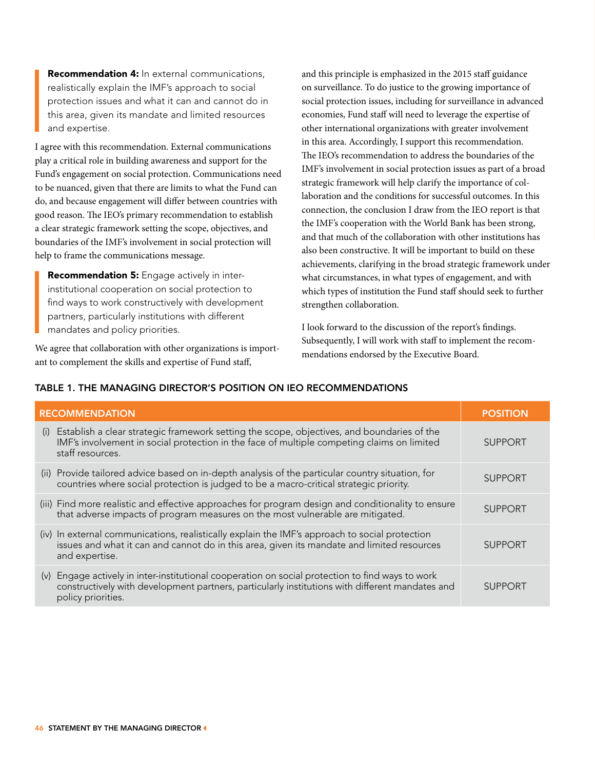> **Recommendation 4:** In external communications, realistically explain the IMF's approach to social protection issues and what it can and cannot do in this area, given its mandate and limited resources and expertise.

I agree with this recommendation. External communications play a critical role in building awareness and support for the Fund's engagement on social protection. Communications need to be nuanced, given that there are limits to what the Fund can do, and because engagement will differ between countries with good reason. The IEO's primary recommendation to establish a clear strategic framework setting the scope, objectives, and boundaries of the IMF's involvement in social protection will help to frame the communications message.

> **Recommendation 5:** Engage actively in inter-institutional cooperation on social protection to find ways to work constructively with development partners, particularly institutions with different mandates and policy priorities.

We agree that collaboration with other organizations is important to complement the skills and expertise of Fund staff, and this principle is emphasized in the 2015 staff guidance on surveillance. To do justice to the growing importance of social protection issues, including for surveillance in advanced economies, Fund staff will need to leverage the expertise of other international organizations with greater involvement in this area. Accordingly, I support this recommendation. The IEO's recommendation to address the boundaries of the IMF's involvement in social protection issues as part of a broad strategic framework will help clarify the importance of collaboration and the conditions for successful outcomes. In this connection, the conclusion I draw from the IEO report is that the IMF's cooperation with the World Bank has been strong, and that much of the collaboration with other institutions has also been constructive. It will be important to build on these achievements, clarifying in the broad strategic framework under what circumstances, in what types of engagement, and with which types of institution the Fund staff should seek to further strengthen collaboration.

I look forward to the discussion of the report's findings. Subsequently, I will work with staff to implement the recommendations endorsed by the Executive Board.

### TABLE 1. THE MANAGING DIRECTOR'S POSITION ON IEO RECOMMENDATIONS

| RECOMMENDATION | POSITION |
|---|---|
| (i) Establish a clear strategic framework setting the scope, objectives, and boundaries of the IMF's involvement in social protection in the face of multiple competing claims on limited staff resources. | SUPPORT |
| (ii) Provide tailored advice based on in-depth analysis of the particular country situation, for countries where social protection is judged to be a macro-critical strategic priority. | SUPPORT |
| (iii) Find more realistic and effective approaches for program design and conditionality to ensure that adverse impacts of program measures on the most vulnerable are mitigated. | SUPPORT |
| (iv) In external communications, realistically explain the IMF's approach to social protection issues and what it can and cannot do in this area, given its mandate and limited resources and expertise. | SUPPORT |
| (v) Engage actively in inter-institutional cooperation on social protection to find ways to work constructively with development partners, particularly institutions with different mandates and policy priorities. | SUPPORT |